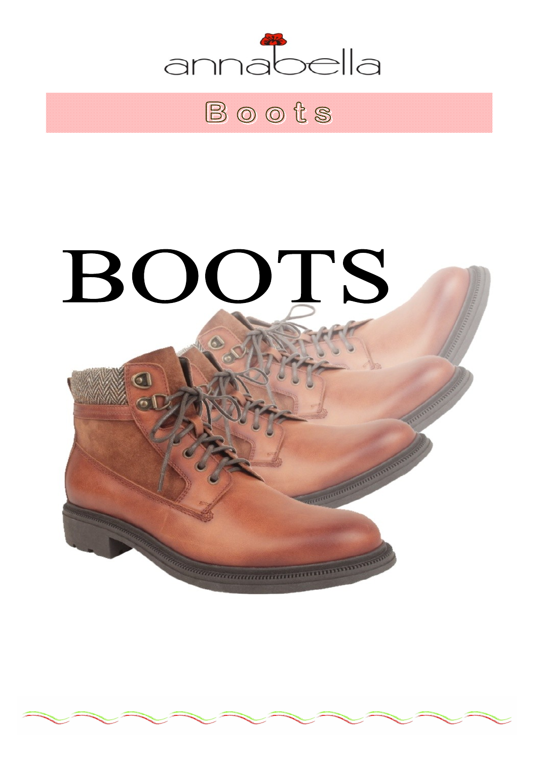annabella

# Boots

# BOOTS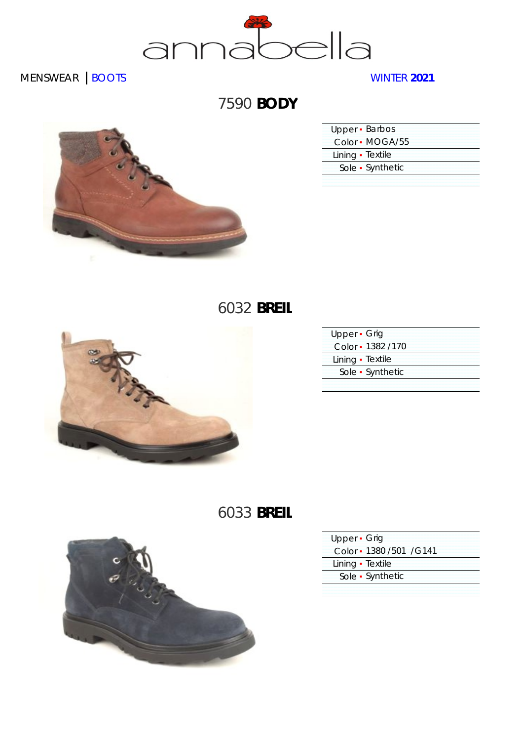MENSWEAR | BOOTS

WINTER **2021**

## 7590 **BODY**

| | |
|---|---|
| Upper | Barbos |
| Color | MOGA/55 |
| Lining | Textile |
| Sole | Synthetic |

## 6032 **BREIL**

| | |
|---|---|
| Upper | Grig |
| Color | 1382 /170 |
| Lining | Textile |
| Sole | Synthetic |

## 6033 **BREIL**

| | |
|---|---|
| Upper | Grig |
| Color | 1380 /501 /G141 |
| Lining | Textile |
| Sole | Synthetic |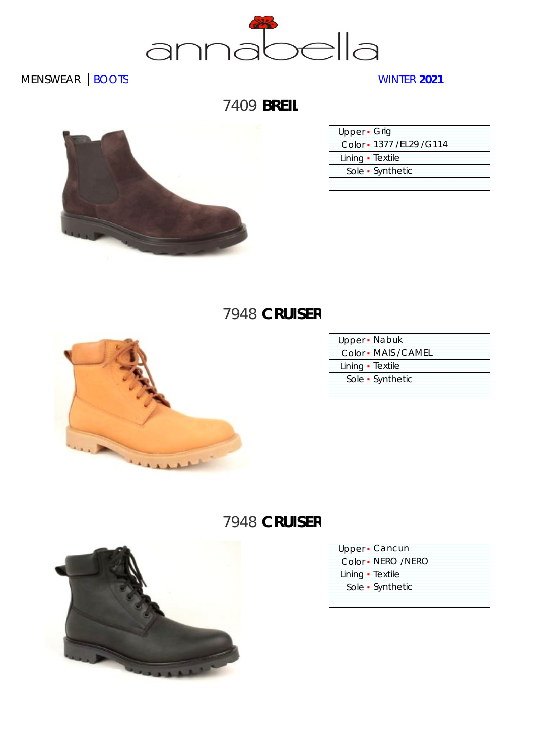# annabella

MENSWEAR | BOOTS

WINTER **2021**

## 7409 **BREIL**

| | |
|---|---|
| Upper | Grig |
| Color | 1377 / EL29 / G114 |
| Lining | Textile |
| Sole | Synthetic |

## 7948 **CRUISER**

| | |
|---|---|
| Upper | Nabuk |
| Color | MAIS / CAMEL |
| Lining | Textile |
| Sole | Synthetic |

## 7948 **CRUISER**

| | |
|---|---|
| Upper | Cancun |
| Color | NERO / NERO |
| Lining | Textile |
| Sole | Synthetic |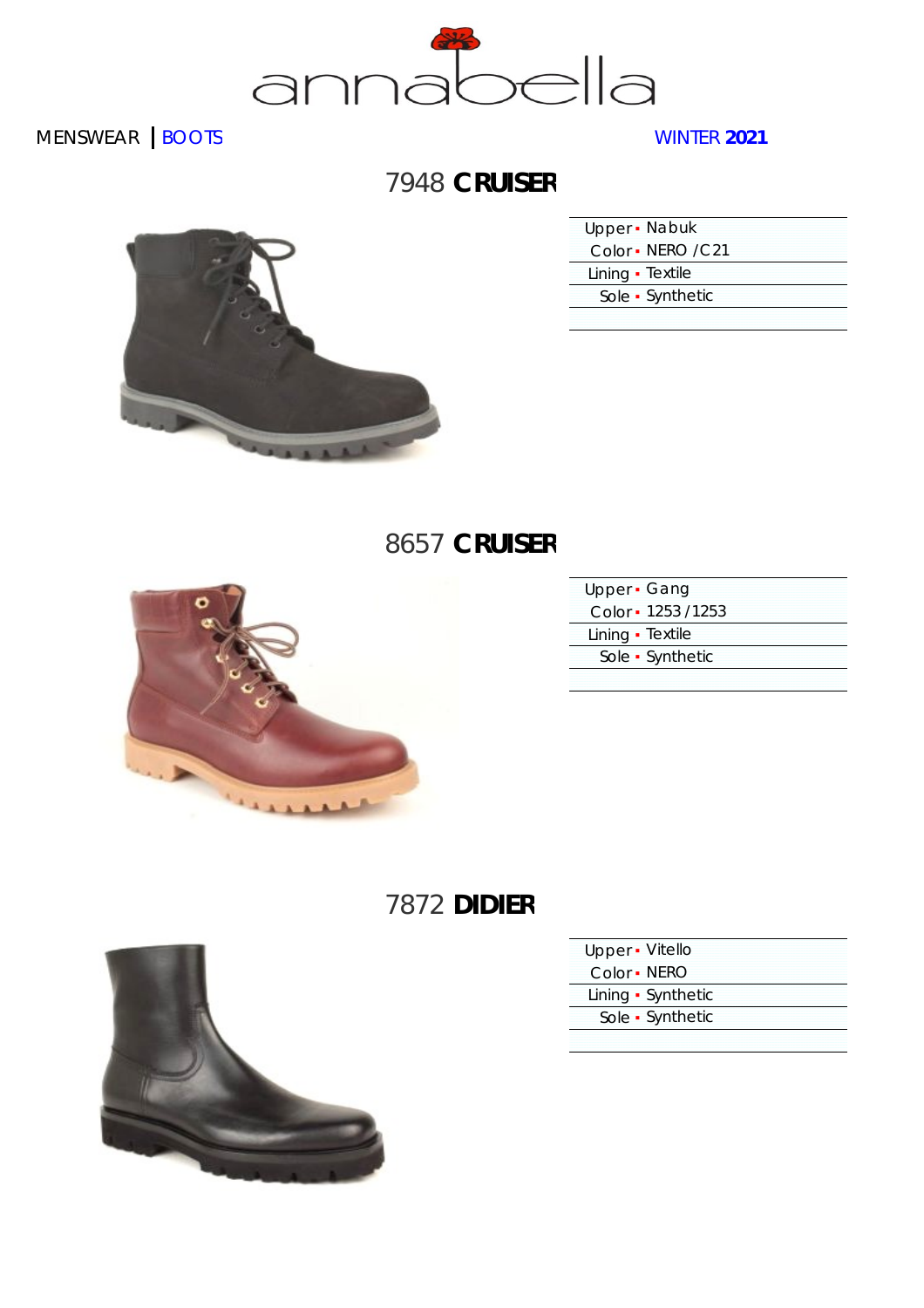annabella

MENSWEAR | BOOTS

WINTER **2021**

## 7948 **CRUISER**

| | |
|---|---|
| Upper | Nabuk |
| Color | NERO /C21 |
| Lining | Textile |
| Sole | Synthetic |

## 8657 **CRUISER**

| | |
|---|---|
| Upper | Gang |
| Color | 1253 / 1253 |
| Lining | Textile |
| Sole | Synthetic |

## 7872 **DIDIER**

| | |
|---|---|
| Upper | Vitello |
| Color | NERO |
| Lining | Synthetic |
| Sole | Synthetic |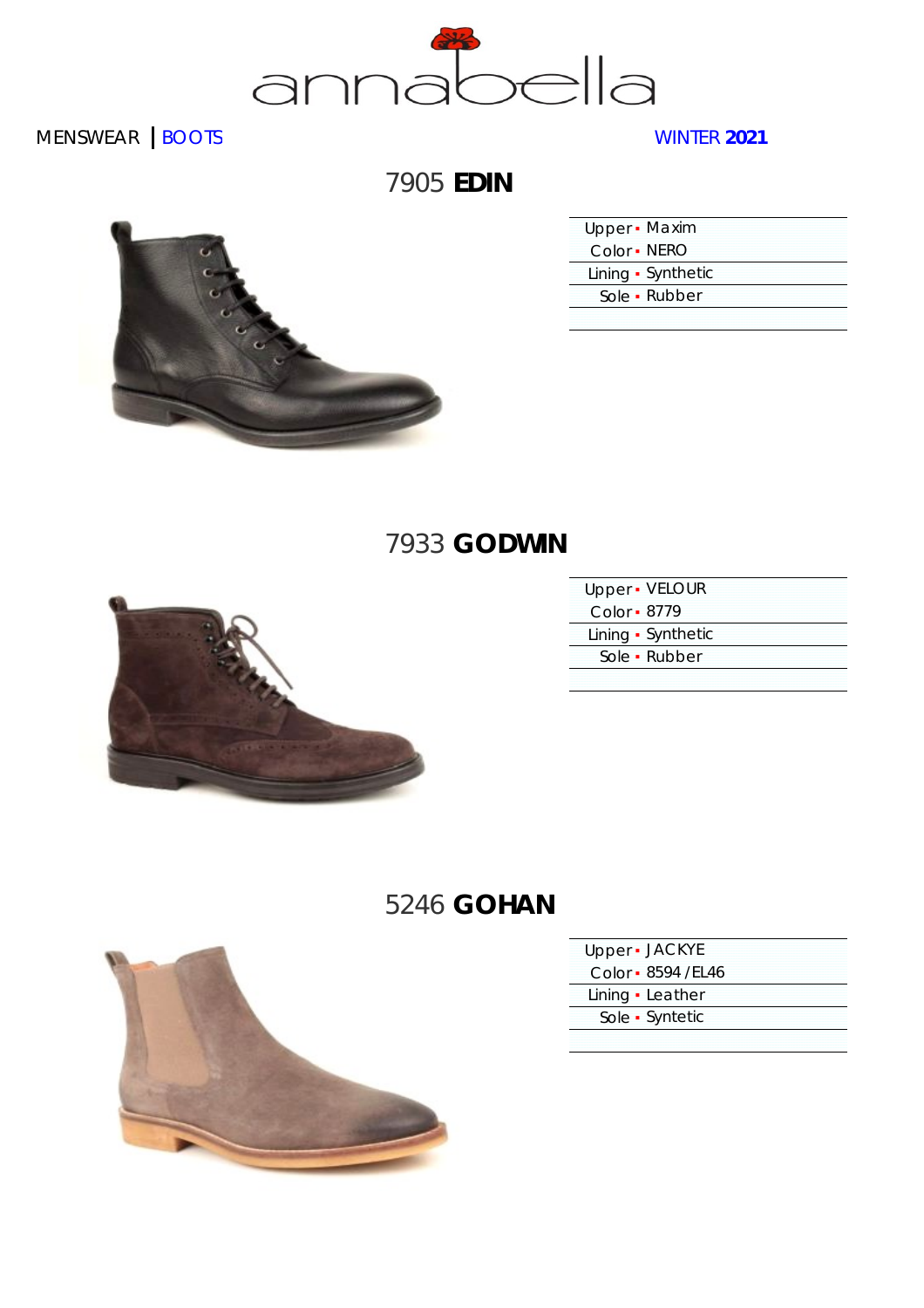annabella

MENSWEAR | BOOTS

WINTER **2021**

## 7905 **EDIN**

| | |
|---|---|
| Upper | Maxim |
| Color | NERO |
| Lining | Synthetic |
| Sole | Rubber |

## 7933 **GODWIN**

| | |
|---|---|
| Upper | VELOUR |
| Color | 8779 |
| Lining | Synthetic |
| Sole | Rubber |

## 5246 **GOHAN**

| | |
|---|---|
| Upper | JACKYE |
| Color | 8594 / EL46 |
| Lining | Leather |
| Sole | Syntetic |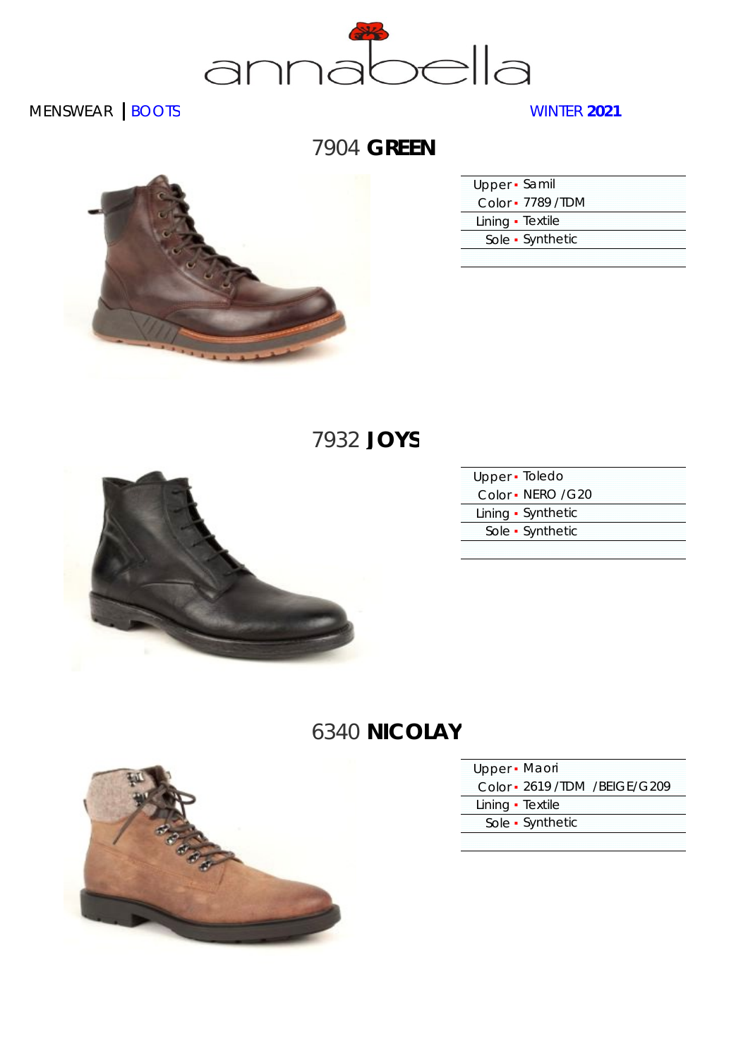annabella

MENSWEAR | BOOTS WINTER **2021**

## 7904 **GREEN**

| | |
|---|---|
| Upper | Samil |
| Color | 7789 / TDM |
| Lining | Textile |
| Sole | Synthetic |

## 7932 **JOYS**

| | |
|---|---|
| Upper | Toledo |
| Color | NERO / G20 |
| Lining | Synthetic |
| Sole | Synthetic |

## 6340 **NICOLAY**

| | |
|---|---|
| Upper | Maori |
| Color | 2619 / TDM / BEIGE/G209 |
| Lining | Textile |
| Sole | Synthetic |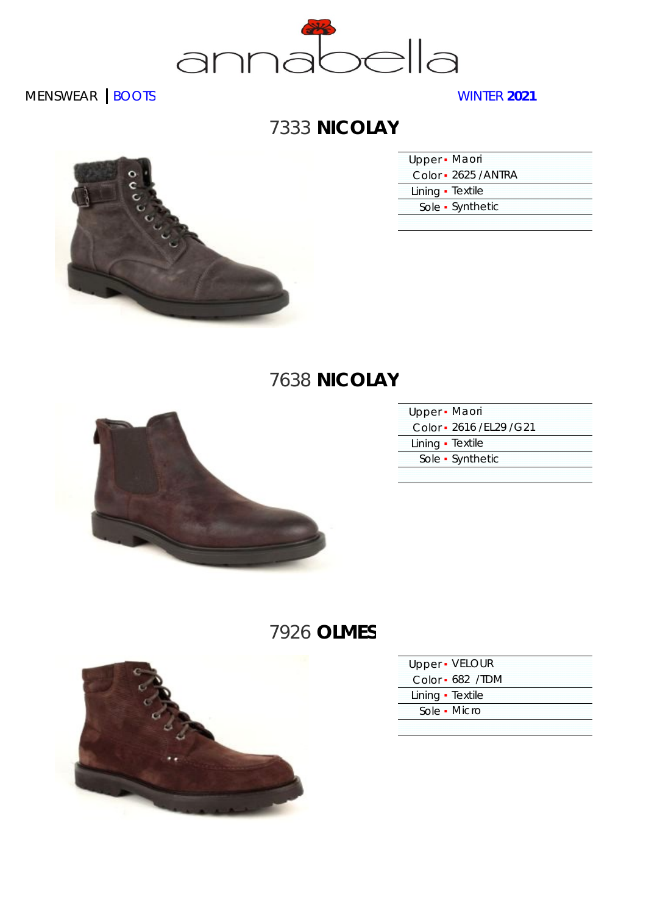annabella

MENSWEAR | BOOTS

WINTER **2021**

## 7333 **NICOLAY**

| | |
|---|---|
| Upper | Maori |
| Color | 2625 / ANTRA |
| Lining | Textile |
| Sole | Synthetic |

## 7638 **NICOLAY**

| | |
|---|---|
| Upper | Maori |
| Color | 2616 / EL29 / G21 |
| Lining | Textile |
| Sole | Synthetic |

## 7926 **OLMES**

| | |
|---|---|
| Upper | VELOUR |
| Color | 682 / TDM |
| Lining | Textile |
| Sole | Micro |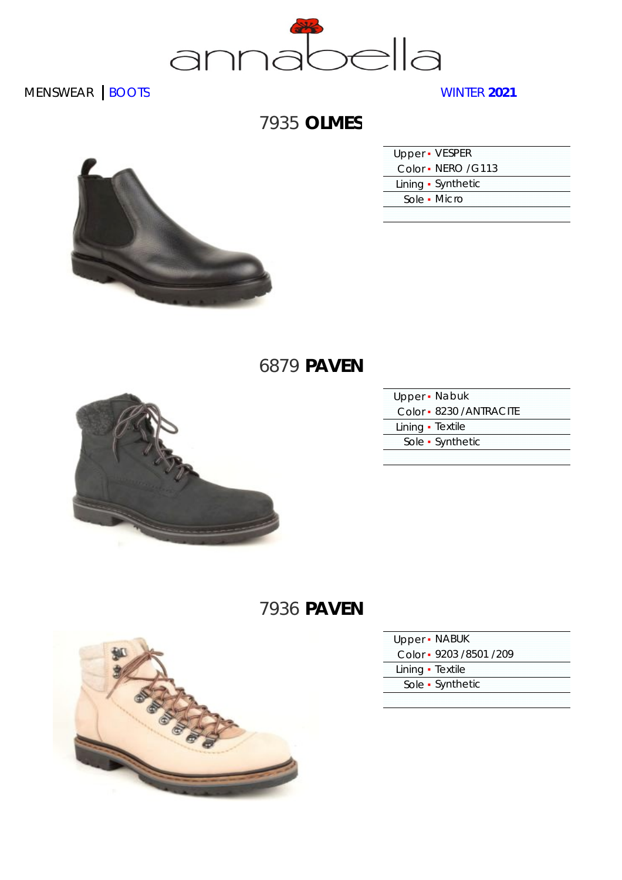annabella

MENSWEAR | BOOTS

WINTER **2021**

## 7935 **OLMES**

| | |
|---|---|
| Upper | VESPER |
| Color | NERO / G113 |
| Lining | Synthetic |
| Sole | Micro |

## 6879 **PAVEN**

| | |
|---|---|
| Upper | Nabuk |
| Color | 8230 / ANTRACITE |
| Lining | Textile |
| Sole | Synthetic |

## 7936 **PAVEN**

| | |
|---|---|
| Upper | NABUK |
| Color | 9203 / 8501 / 209 |
| Lining | Textile |
| Sole | Synthetic |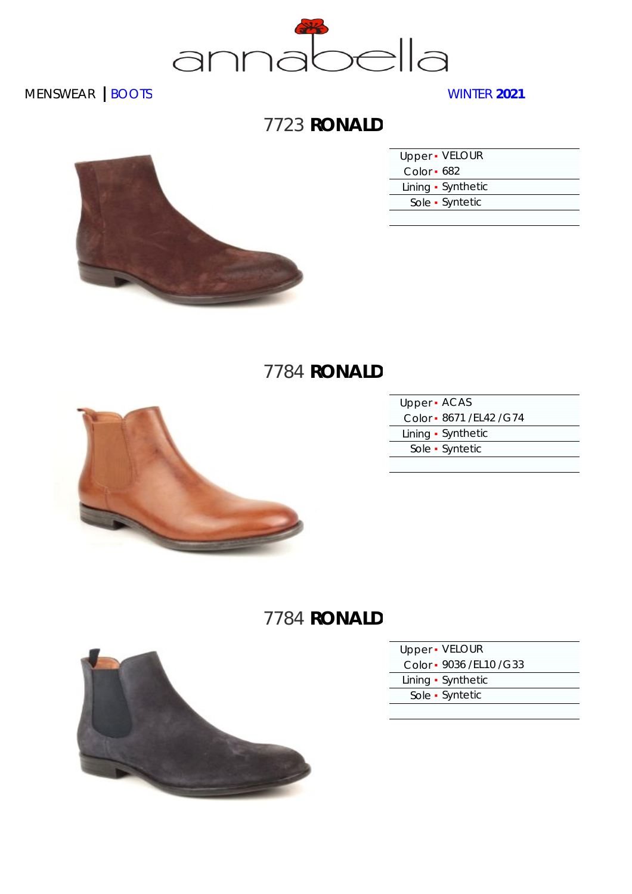# annabella

MENSWEAR | BOOTS

WINTER **2021**

## 7723 **RONALD**

| | |
|---|---|
| Upper | VELOUR |
| Color | 682 |
| Lining | Synthetic |
| Sole | Syntetic |

## 7784 **RONALD**

| | |
|---|---|
| Upper | ACAS |
| Color | 8671 / EL42 / G74 |
| Lining | Synthetic |
| Sole | Syntetic |

## 7784 **RONALD**

| | |
|---|---|
| Upper | VELOUR |
| Color | 9036 / EL10 / G33 |
| Lining | Synthetic |
| Sole | Syntetic |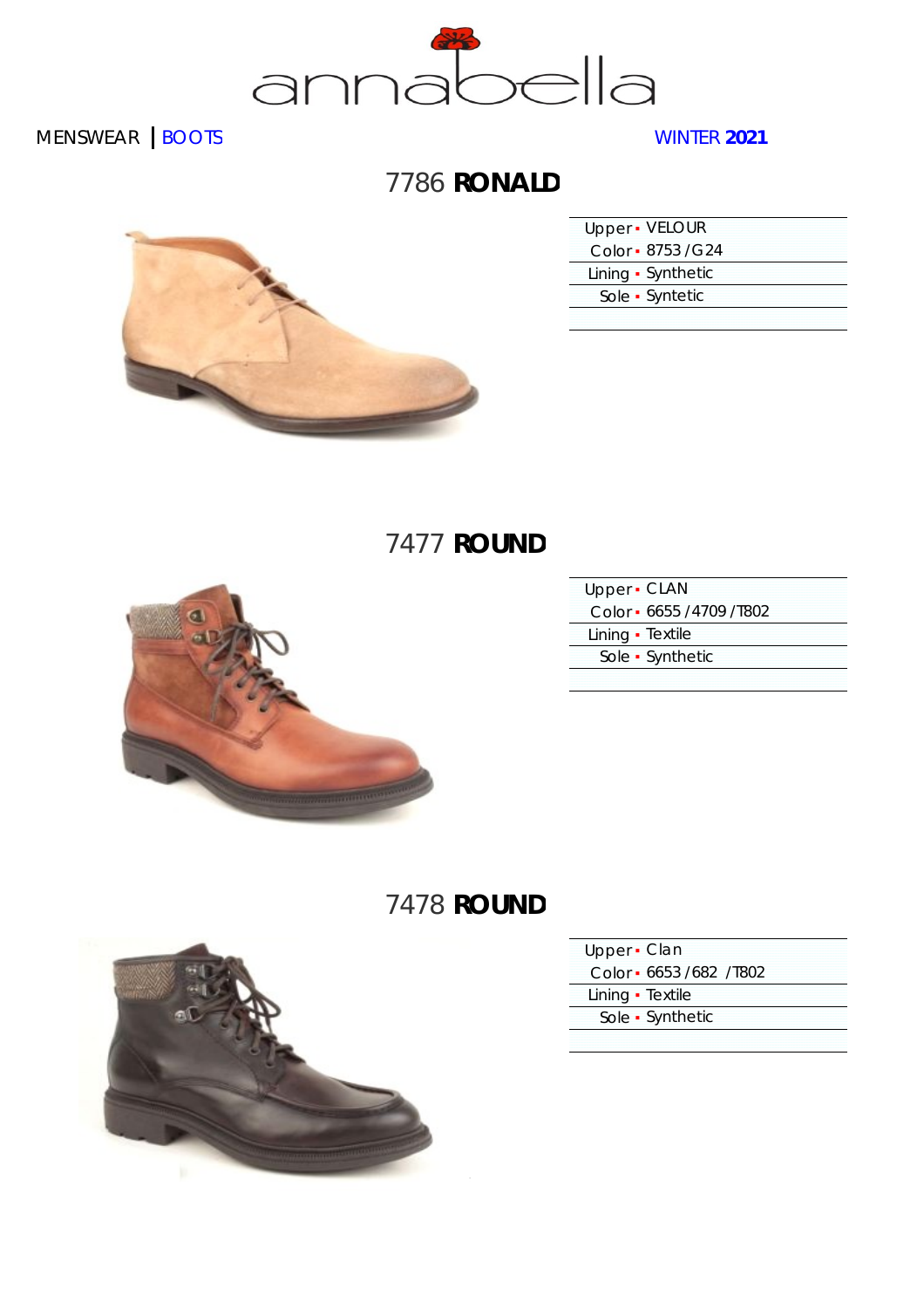annabella

MENSWEAR | BOOTS

WINTER **2021**

## 7786 **RONALD**

| | |
|---|---|
| Upper | VELOUR |
| Color | 8753 / G24 |
| Lining | Synthetic |
| Sole | Syntetic |

## 7477 **ROUND**

| | |
|---|---|
| Upper | CLAN |
| Color | 6655 / 4709 / T802 |
| Lining | Textile |
| Sole | Synthetic |

## 7478 **ROUND**

| | |
|---|---|
| Upper | Clan |
| Color | 6653 / 682 / T802 |
| Lining | Textile |
| Sole | Synthetic |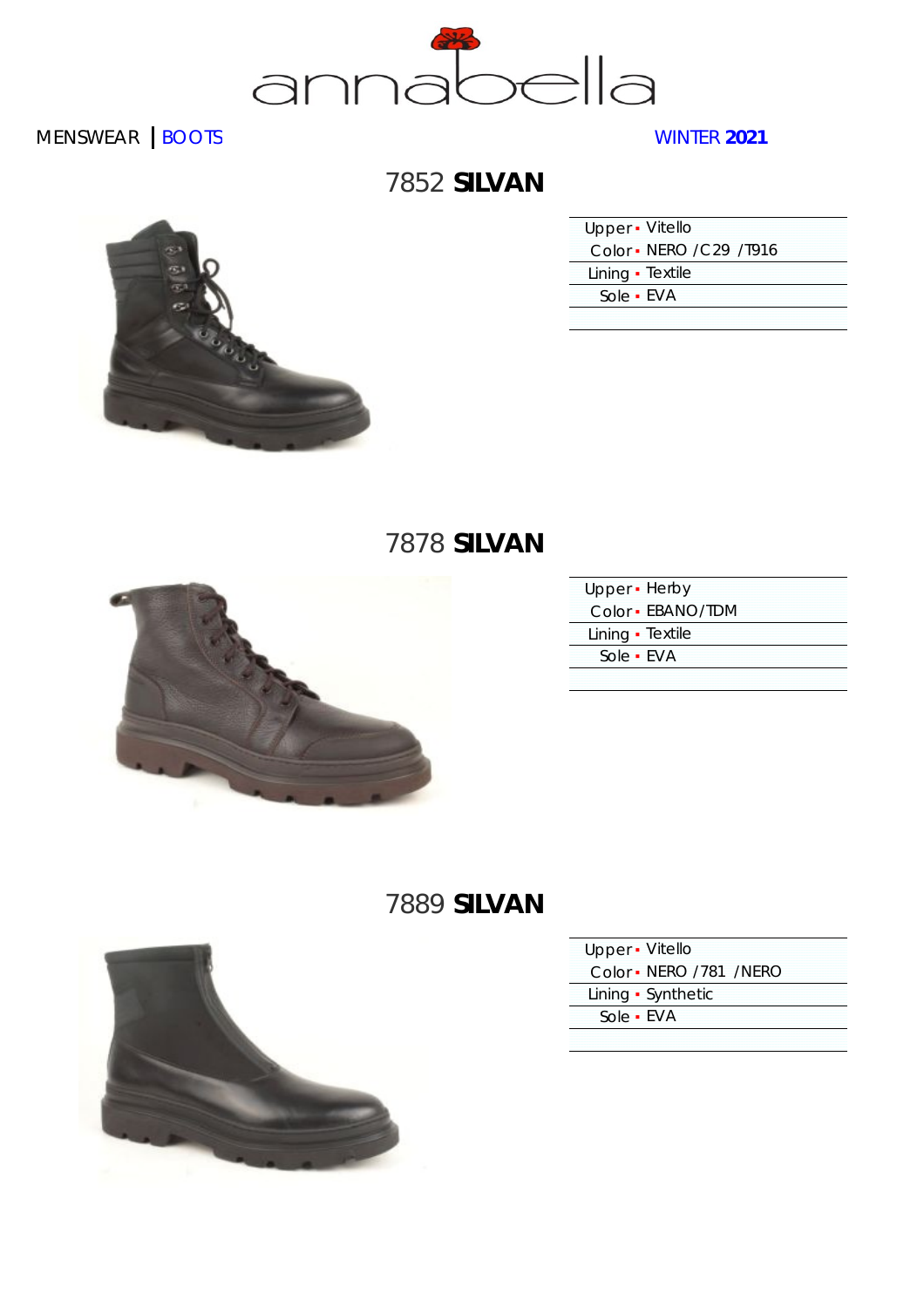annabella

MENSWEAR | BOOTS

WINTER **2021**

## 7852 **SILVAN**

| | |
|---|---|
| Upper | Vitello |
| Color | NERO /C29 /T916 |
| Lining | Textile |
| Sole | EVA |

## 7878 **SILVAN**

| | |
|---|---|
| Upper | Herby |
| Color | EBANO/TDM |
| Lining | Textile |
| Sole | EVA |

## 7889 **SILVAN**

| | |
|---|---|
| Upper | Vitello |
| Color | NERO /781 /NERO |
| Lining | Synthetic |
| Sole | EVA |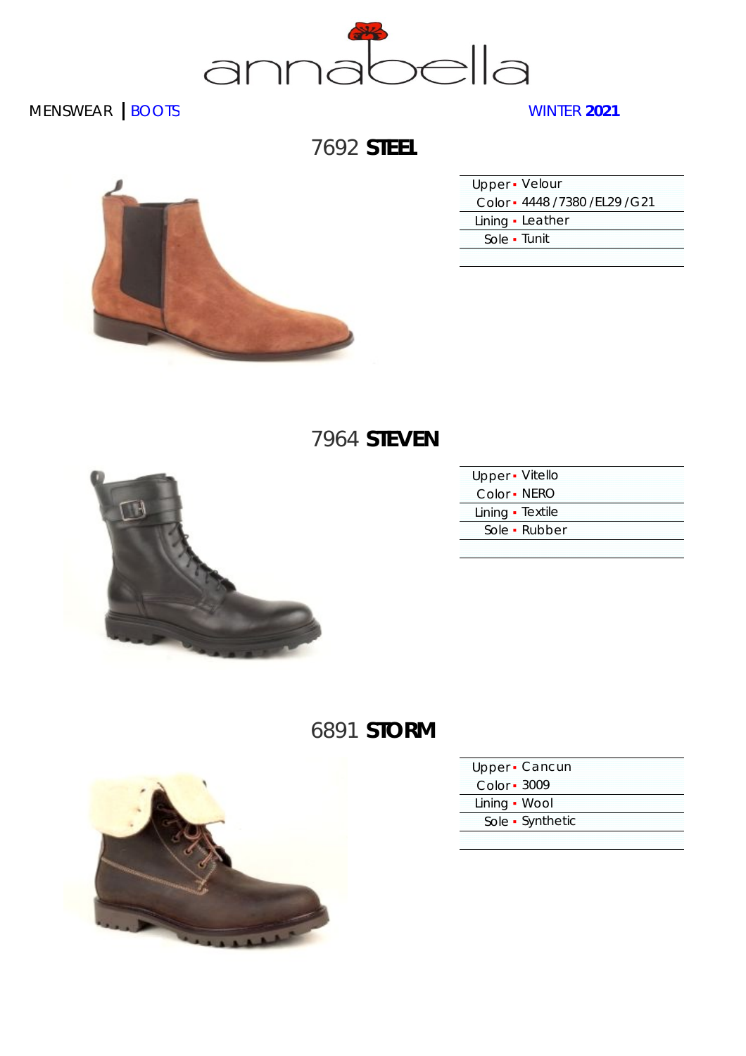annabella

MENSWEAR | BOOTS

WINTER **2021**

## 7692 **STEEL**

| | |
|---|---|
| Upper | Velour |
| Color | 4448 / 7380 / EL29 / G21 |
| Lining | Leather |
| Sole | Tunit |

## 7964 **STEVEN**

| | |
|---|---|
| Upper | Vitello |
| Color | NERO |
| Lining | Textile |
| Sole | Rubber |

## 6891 **STORM**

| | |
|---|---|
| Upper | Cancun |
| Color | 3009 |
| Lining | Wool |
| Sole | Synthetic |